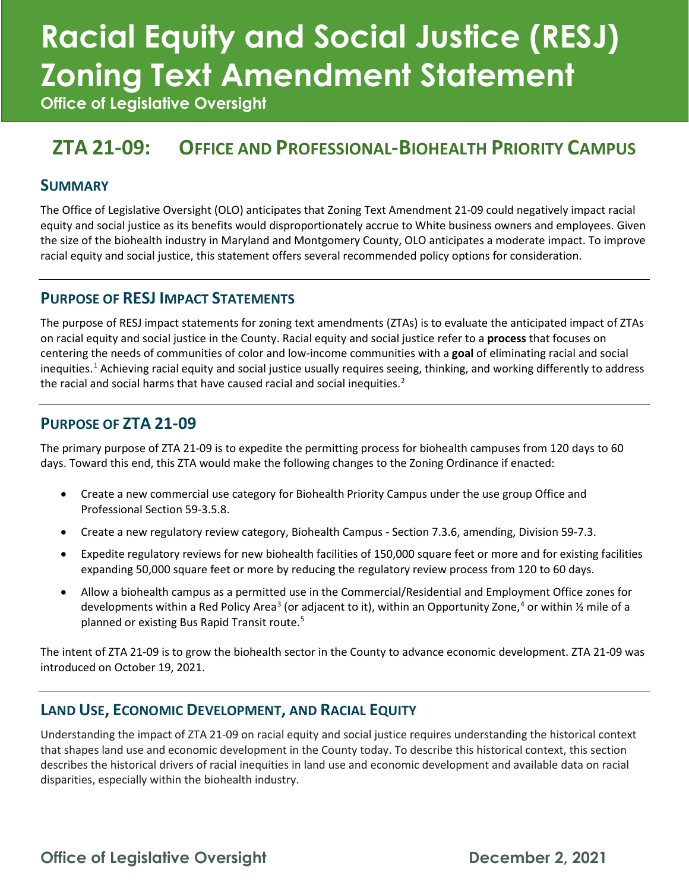# Racial Equity and Social Justice (RESJ) Zoning Text Amendment Statement

**Office of Legislative Oversight**

## ZTA 21-09: Office and Professional-Biohealth Priority Campus

### Summary

The Office of Legislative Oversight (OLO) anticipates that Zoning Text Amendment 21-09 could negatively impact racial equity and social justice as its benefits would disproportionately accrue to White business owners and employees. Given the size of the biohealth industry in Maryland and Montgomery County, OLO anticipates a moderate impact. To improve racial equity and social justice, this statement offers several recommended policy options for consideration.

### Purpose of RESJ Impact Statements

The purpose of RESJ impact statements for zoning text amendments (ZTAs) is to evaluate the anticipated impact of ZTAs on racial equity and social justice in the County. Racial equity and social justice refer to a **process** that focuses on centering the needs of communities of color and low-income communities with a **goal** of eliminating racial and social inequities.[1] Achieving racial equity and social justice usually requires seeing, thinking, and working differently to address the racial and social harms that have caused racial and social inequities.[2]

### Purpose of ZTA 21-09

The primary purpose of ZTA 21-09 is to expedite the permitting process for biohealth campuses from 120 days to 60 days. Toward this end, this ZTA would make the following changes to the Zoning Ordinance if enacted:

- Create a new commercial use category for Biohealth Priority Campus under the use group Office and Professional Section 59-3.5.8.
- Create a new regulatory review category, Biohealth Campus - Section 7.3.6, amending, Division 59-7.3.
- Expedite regulatory reviews for new biohealth facilities of 150,000 square feet or more and for existing facilities expanding 50,000 square feet or more by reducing the regulatory review process from 120 to 60 days.
- Allow a biohealth campus as a permitted use in the Commercial/Residential and Employment Office zones for developments within a Red Policy Area[3] (or adjacent to it), within an Opportunity Zone,[4] or within ½ mile of a planned or existing Bus Rapid Transit route.[5]

The intent of ZTA 21-09 is to grow the biohealth sector in the County to advance economic development. ZTA 21-09 was introduced on October 19, 2021.

### Land Use, Economic Development, and Racial Equity

Understanding the impact of ZTA 21-09 on racial equity and social justice requires understanding the historical context that shapes land use and economic development in the County today. To describe this historical context, this section describes the historical drivers of racial inequities in land use and economic development and available data on racial disparities, especially within the biohealth industry.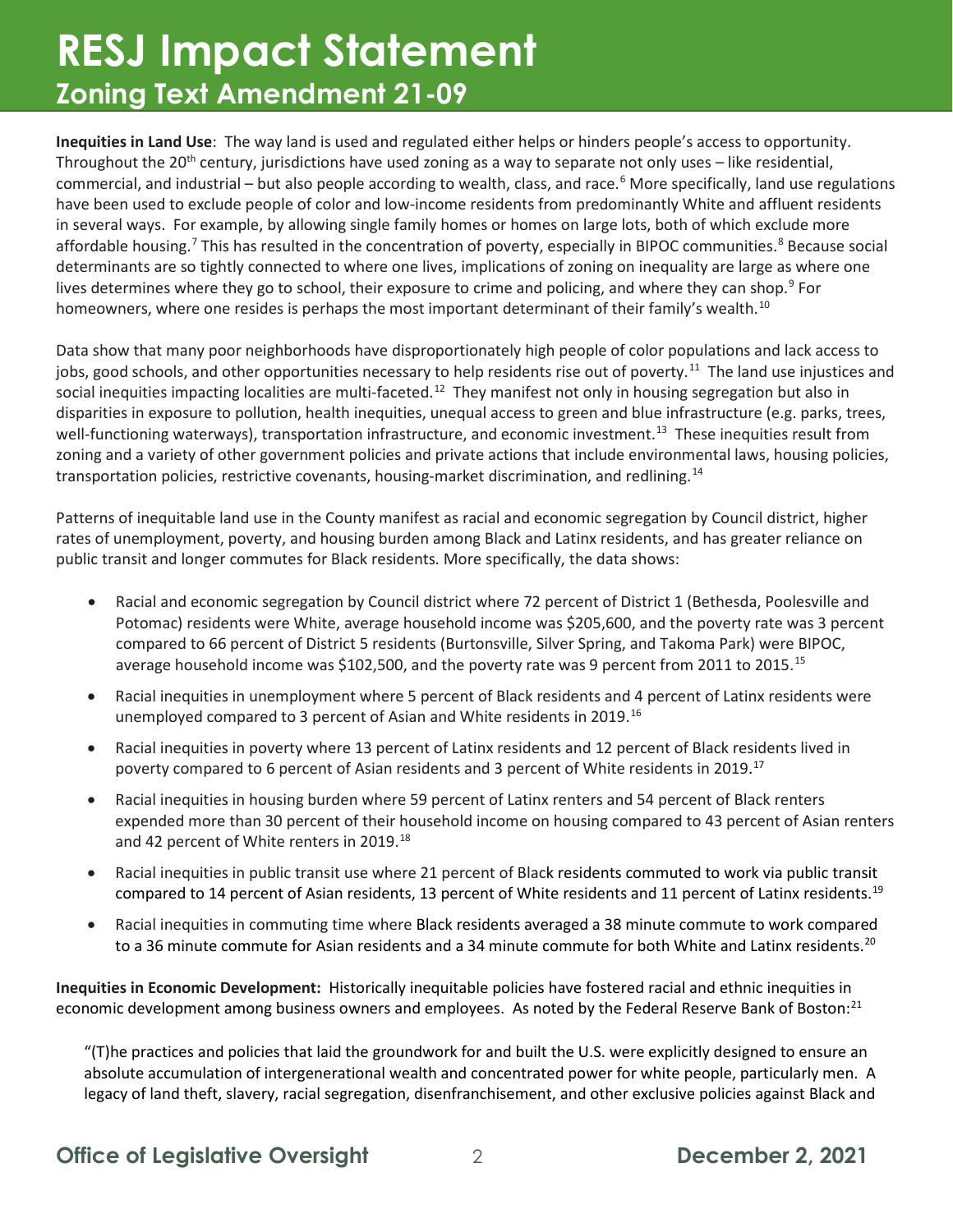**Inequities in Land Use**: The way land is used and regulated either helps or hinders people's access to opportunity. Throughout the 20th century, jurisdictions have used zoning as a way to separate not only uses – like residential, commercial, and industrial – but also people according to wealth, class, and race.[6] More specifically, land use regulations have been used to exclude people of color and low-income residents from predominantly White and affluent residents in several ways. For example, by allowing single family homes or homes on large lots, both of which exclude more affordable housing.[7] This has resulted in the concentration of poverty, especially in BIPOC communities.[8] Because social determinants are so tightly connected to where one lives, implications of zoning on inequality are large as where one lives determines where they go to school, their exposure to crime and policing, and where they can shop.[9] For homeowners, where one resides is perhaps the most important determinant of their family's wealth.[10]

Data show that many poor neighborhoods have disproportionately high people of color populations and lack access to jobs, good schools, and other opportunities necessary to help residents rise out of poverty.[11] The land use injustices and social inequities impacting localities are multi-faceted.[12] They manifest not only in housing segregation but also in disparities in exposure to pollution, health inequities, unequal access to green and blue infrastructure (e.g. parks, trees, well-functioning waterways), transportation infrastructure, and economic investment.[13] These inequities result from zoning and a variety of other government policies and private actions that include environmental laws, housing policies, transportation policies, restrictive covenants, housing-market discrimination, and redlining.[14]

Patterns of inequitable land use in the County manifest as racial and economic segregation by Council district, higher rates of unemployment, poverty, and housing burden among Black and Latinx residents, and has greater reliance on public transit and longer commutes for Black residents. More specifically, the data shows:

- Racial and economic segregation by Council district where 72 percent of District 1 (Bethesda, Poolesville and Potomac) residents were White, average household income was $205,600, and the poverty rate was 3 percent compared to 66 percent of District 5 residents (Burtonsville, Silver Spring, and Takoma Park) were BIPOC, average household income was $102,500, and the poverty rate was 9 percent from 2011 to 2015.[15]
- Racial inequities in unemployment where 5 percent of Black residents and 4 percent of Latinx residents were unemployed compared to 3 percent of Asian and White residents in 2019.[16]
- Racial inequities in poverty where 13 percent of Latinx residents and 12 percent of Black residents lived in poverty compared to 6 percent of Asian residents and 3 percent of White residents in 2019.[17]
- Racial inequities in housing burden where 59 percent of Latinx renters and 54 percent of Black renters expended more than 30 percent of their household income on housing compared to 43 percent of Asian renters and 42 percent of White renters in 2019.[18]
- Racial inequities in public transit use where 21 percent of Black residents commuted to work via public transit compared to 14 percent of Asian residents, 13 percent of White residents and 11 percent of Latinx residents.[19]
- Racial inequities in commuting time where Black residents averaged a 38 minute commute to work compared to a 36 minute commute for Asian residents and a 34 minute commute for both White and Latinx residents.[20]

**Inequities in Economic Development:** Historically inequitable policies have fostered racial and ethnic inequities in economic development among business owners and employees. As noted by the Federal Reserve Bank of Boston:[21]

> "(T)he practices and policies that laid the groundwork for and built the U.S. were explicitly designed to ensure an absolute accumulation of intergenerational wealth and concentrated power for white people, particularly men. A legacy of land theft, slavery, racial segregation, disenfranchisement, and other exclusive policies against Black and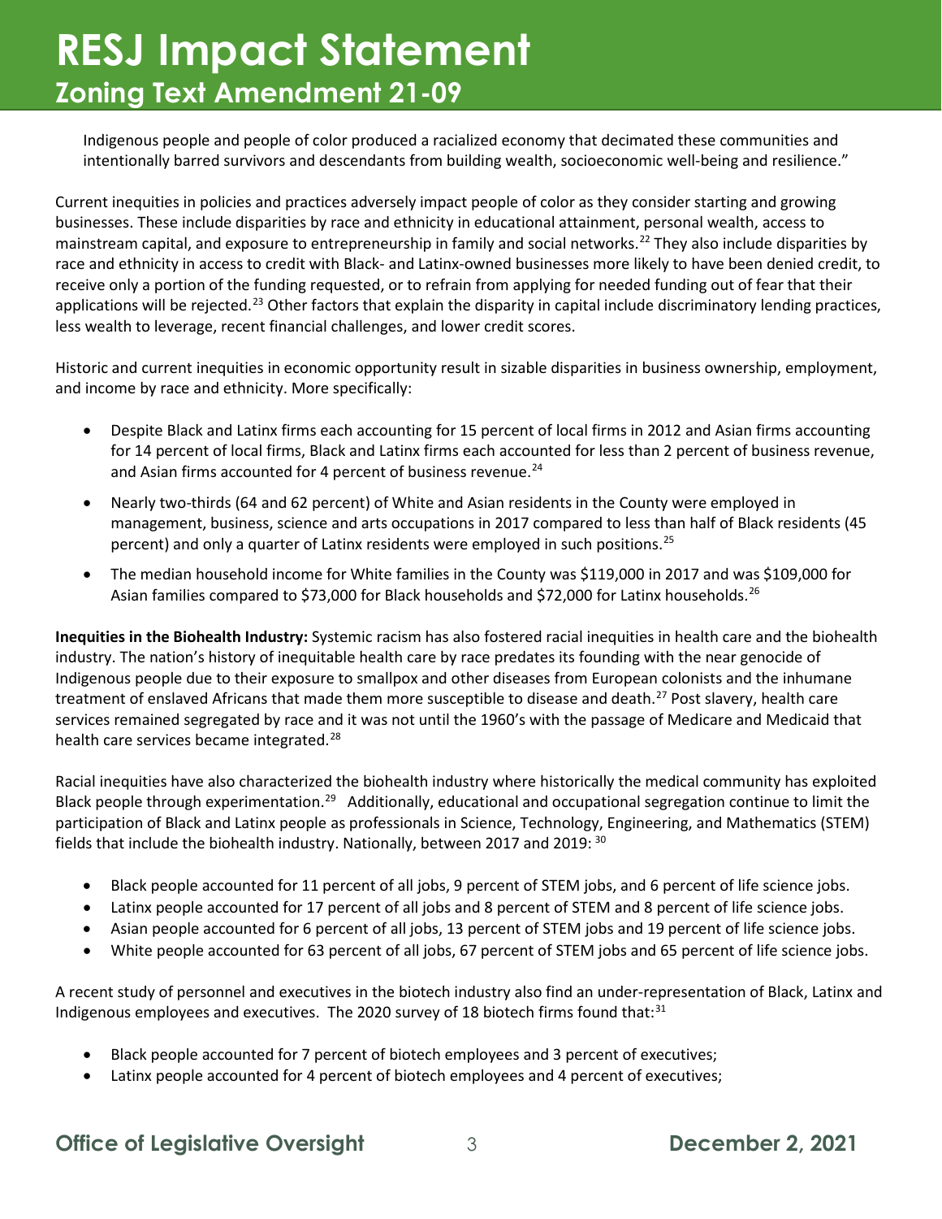Indigenous people and people of color produced a racialized economy that decimated these communities and intentionally barred survivors and descendants from building wealth, socioeconomic well-being and resilience."

Current inequities in policies and practices adversely impact people of color as they consider starting and growing businesses. These include disparities by race and ethnicity in educational attainment, personal wealth, access to mainstream capital, and exposure to entrepreneurship in family and social networks.[22] They also include disparities by race and ethnicity in access to credit with Black- and Latinx-owned businesses more likely to have been denied credit, to receive only a portion of the funding requested, or to refrain from applying for needed funding out of fear that their applications will be rejected.[23] Other factors that explain the disparity in capital include discriminatory lending practices, less wealth to leverage, recent financial challenges, and lower credit scores.

Historic and current inequities in economic opportunity result in sizable disparities in business ownership, employment, and income by race and ethnicity. More specifically:

- Despite Black and Latinx firms each accounting for 15 percent of local firms in 2012 and Asian firms accounting for 14 percent of local firms, Black and Latinx firms each accounted for less than 2 percent of business revenue, and Asian firms accounted for 4 percent of business revenue.[24]
- Nearly two-thirds (64 and 62 percent) of White and Asian residents in the County were employed in management, business, science and arts occupations in 2017 compared to less than half of Black residents (45 percent) and only a quarter of Latinx residents were employed in such positions.[25]
- The median household income for White families in the County was $119,000 in 2017 and was $109,000 for Asian families compared to $73,000 for Black households and $72,000 for Latinx households.[26]

**Inequities in the Biohealth Industry:** Systemic racism has also fostered racial inequities in health care and the biohealth industry. The nation's history of inequitable health care by race predates its founding with the near genocide of Indigenous people due to their exposure to smallpox and other diseases from European colonists and the inhumane treatment of enslaved Africans that made them more susceptible to disease and death.[27] Post slavery, health care services remained segregated by race and it was not until the 1960's with the passage of Medicare and Medicaid that health care services became integrated.[28]

Racial inequities have also characterized the biohealth industry where historically the medical community has exploited Black people through experimentation.[29] Additionally, educational and occupational segregation continue to limit the participation of Black and Latinx people as professionals in Science, Technology, Engineering, and Mathematics (STEM) fields that include the biohealth industry. Nationally, between 2017 and 2019: [30]

- Black people accounted for 11 percent of all jobs, 9 percent of STEM jobs, and 6 percent of life science jobs.
- Latinx people accounted for 17 percent of all jobs and 8 percent of STEM and 8 percent of life science jobs.
- Asian people accounted for 6 percent of all jobs, 13 percent of STEM jobs and 19 percent of life science jobs.
- White people accounted for 63 percent of all jobs, 67 percent of STEM jobs and 65 percent of life science jobs.

A recent study of personnel and executives in the biotech industry also find an under-representation of Black, Latinx and Indigenous employees and executives. The 2020 survey of 18 biotech firms found that:[31]

- Black people accounted for 7 percent of biotech employees and 3 percent of executives;
- Latinx people accounted for 4 percent of biotech employees and 4 percent of executives;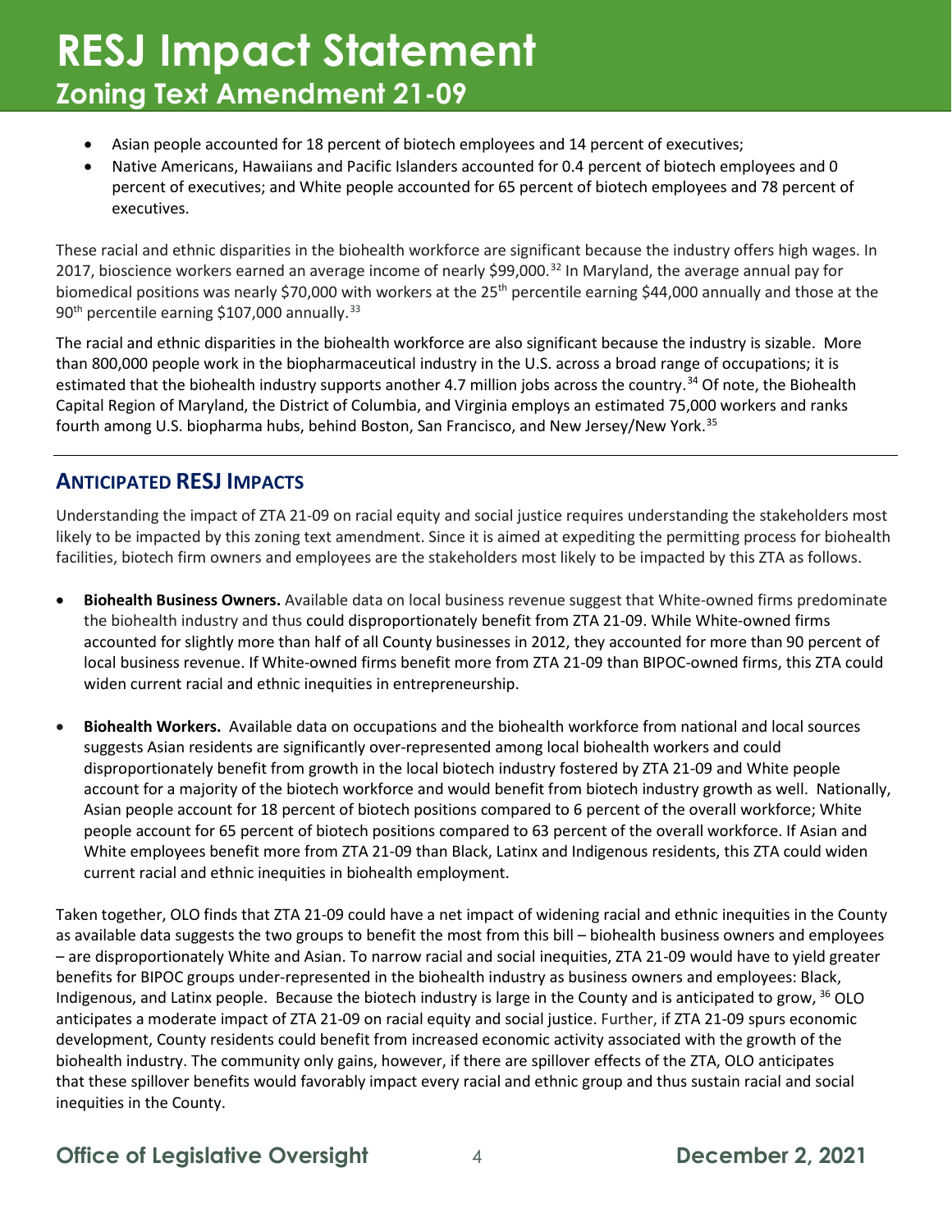- Asian people accounted for 18 percent of biotech employees and 14 percent of executives;
- Native Americans, Hawaiians and Pacific Islanders accounted for 0.4 percent of biotech employees and 0 percent of executives; and White people accounted for 65 percent of biotech employees and 78 percent of executives.

These racial and ethnic disparities in the biohealth workforce are significant because the industry offers high wages. In 2017, bioscience workers earned an average income of nearly $99,000.[32] In Maryland, the average annual pay for biomedical positions was nearly $70,000 with workers at the 25th percentile earning $44,000 annually and those at the 90th percentile earning $107,000 annually.[33]

The racial and ethnic disparities in the biohealth workforce are also significant because the industry is sizable. More than 800,000 people work in the biopharmaceutical industry in the U.S. across a broad range of occupations; it is estimated that the biohealth industry supports another 4.7 million jobs across the country.[34] Of note, the Biohealth Capital Region of Maryland, the District of Columbia, and Virginia employs an estimated 75,000 workers and ranks fourth among U.S. biopharma hubs, behind Boston, San Francisco, and New Jersey/New York.[35]

## ANTICIPATED RESJ IMPACTS

Understanding the impact of ZTA 21-09 on racial equity and social justice requires understanding the stakeholders most likely to be impacted by this zoning text amendment. Since it is aimed at expediting the permitting process for biohealth facilities, biotech firm owners and employees are the stakeholders most likely to be impacted by this ZTA as follows.

- **Biohealth Business Owners.** Available data on local business revenue suggest that White-owned firms predominate the biohealth industry and thus could disproportionately benefit from ZTA 21-09. While White-owned firms accounted for slightly more than half of all County businesses in 2012, they accounted for more than 90 percent of local business revenue. If White-owned firms benefit more from ZTA 21-09 than BIPOC-owned firms, this ZTA could widen current racial and ethnic inequities in entrepreneurship.

- **Biohealth Workers.** Available data on occupations and the biohealth workforce from national and local sources suggests Asian residents are significantly over-represented among local biohealth workers and could disproportionately benefit from growth in the local biotech industry fostered by ZTA 21-09 and White people account for a majority of the biotech workforce and would benefit from biotech industry growth as well. Nationally, Asian people account for 18 percent of biotech positions compared to 6 percent of the overall workforce; White people account for 65 percent of biotech positions compared to 63 percent of the overall workforce. If Asian and White employees benefit more from ZTA 21-09 than Black, Latinx and Indigenous residents, this ZTA could widen current racial and ethnic inequities in biohealth employment.

Taken together, OLO finds that ZTA 21-09 could have a net impact of widening racial and ethnic inequities in the County as available data suggests the two groups to benefit the most from this bill – biohealth business owners and employees – are disproportionately White and Asian. To narrow racial and social inequities, ZTA 21-09 would have to yield greater benefits for BIPOC groups under-represented in the biohealth industry as business owners and employees: Black, Indigenous, and Latinx people. Because the biotech industry is large in the County and is anticipated to grow,[36] OLO anticipates a moderate impact of ZTA 21-09 on racial equity and social justice. Further, if ZTA 21-09 spurs economic development, County residents could benefit from increased economic activity associated with the growth of the biohealth industry. The community only gains, however, if there are spillover effects of the ZTA, OLO anticipates that these spillover benefits would favorably impact every racial and ethnic group and thus sustain racial and social inequities in the County.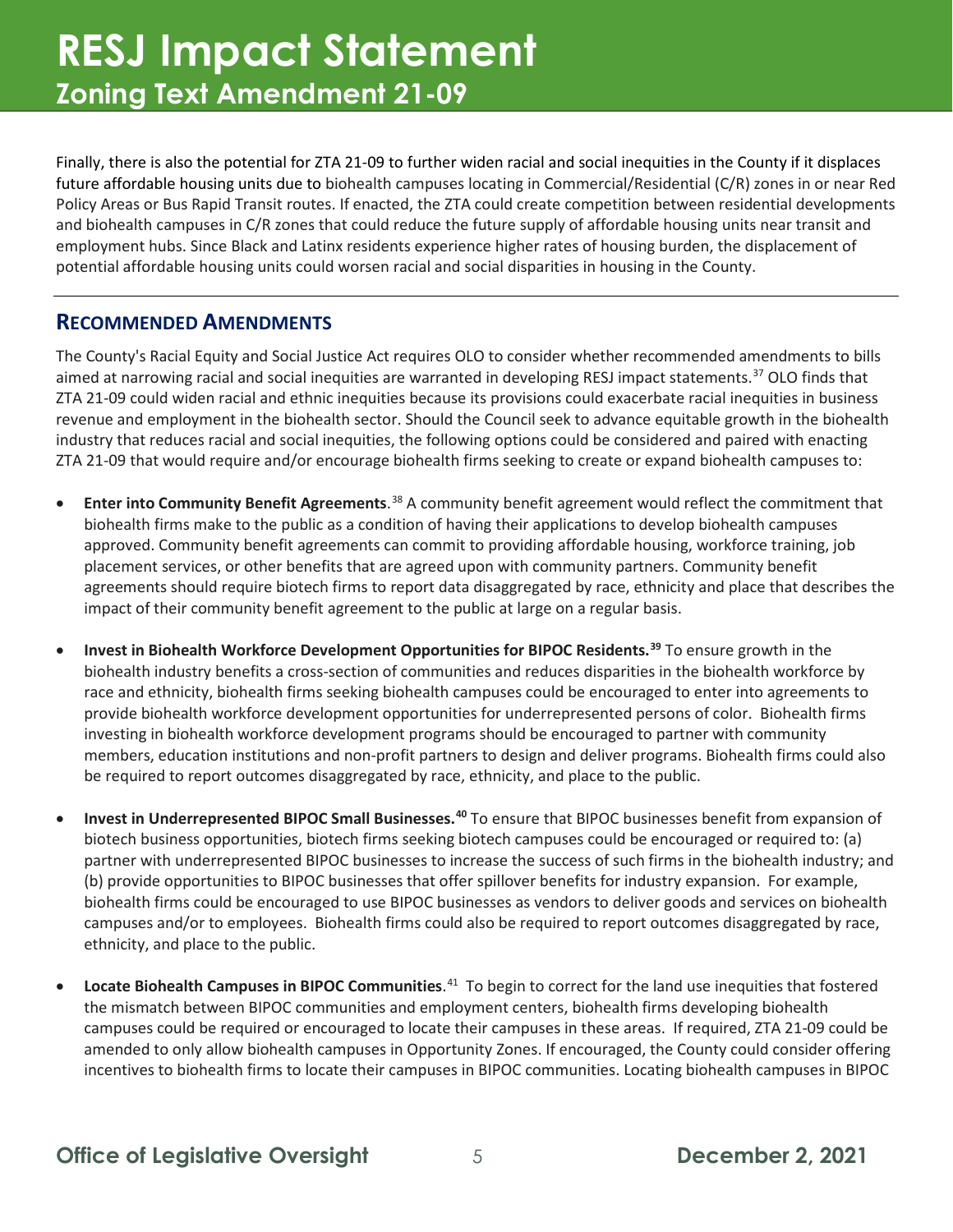Finally, there is also the potential for ZTA 21-09 to further widen racial and social inequities in the County if it displaces future affordable housing units due to biohealth campuses locating in Commercial/Residential (C/R) zones in or near Red Policy Areas or Bus Rapid Transit routes. If enacted, the ZTA could create competition between residential developments and biohealth campuses in C/R zones that could reduce the future supply of affordable housing units near transit and employment hubs. Since Black and Latinx residents experience higher rates of housing burden, the displacement of potential affordable housing units could worsen racial and social disparities in housing in the County.

## RECOMMENDED AMENDMENTS

The County's Racial Equity and Social Justice Act requires OLO to consider whether recommended amendments to bills aimed at narrowing racial and social inequities are warranted in developing RESJ impact statements.[37] OLO finds that ZTA 21-09 could widen racial and ethnic inequities because its provisions could exacerbate racial inequities in business revenue and employment in the biohealth sector. Should the Council seek to advance equitable growth in the biohealth industry that reduces racial and social inequities, the following options could be considered and paired with enacting ZTA 21-09 that would require and/or encourage biohealth firms seeking to create or expand biohealth campuses to:

- **Enter into Community Benefit Agreements**.[38] A community benefit agreement would reflect the commitment that biohealth firms make to the public as a condition of having their applications to develop biohealth campuses approved. Community benefit agreements can commit to providing affordable housing, workforce training, job placement services, or other benefits that are agreed upon with community partners. Community benefit agreements should require biotech firms to report data disaggregated by race, ethnicity and place that describes the impact of their community benefit agreement to the public at large on a regular basis.

- **Invest in Biohealth Workforce Development Opportunities for BIPOC Residents.**[39] To ensure growth in the biohealth industry benefits a cross-section of communities and reduces disparities in the biohealth workforce by race and ethnicity, biohealth firms seeking biohealth campuses could be encouraged to enter into agreements to provide biohealth workforce development opportunities for underrepresented persons of color. Biohealth firms investing in biohealth workforce development programs should be encouraged to partner with community members, education institutions and non-profit partners to design and deliver programs. Biohealth firms could also be required to report outcomes disaggregated by race, ethnicity, and place to the public.

- **Invest in Underrepresented BIPOC Small Businesses.**[40] To ensure that BIPOC businesses benefit from expansion of biotech business opportunities, biotech firms seeking biotech campuses could be encouraged or required to: (a) partner with underrepresented BIPOC businesses to increase the success of such firms in the biohealth industry; and (b) provide opportunities to BIPOC businesses that offer spillover benefits for industry expansion. For example, biohealth firms could be encouraged to use BIPOC businesses as vendors to deliver goods and services on biohealth campuses and/or to employees. Biohealth firms could also be required to report outcomes disaggregated by race, ethnicity, and place to the public.

- **Locate Biohealth Campuses in BIPOC Communities**.[41] To begin to correct for the land use inequities that fostered the mismatch between BIPOC communities and employment centers, biohealth firms developing biohealth campuses could be required or encouraged to locate their campuses in these areas. If required, ZTA 21-09 could be amended to only allow biohealth campuses in Opportunity Zones. If encouraged, the County could consider offering incentives to biohealth firms to locate their campuses in BIPOC communities. Locating biohealth campuses in BIPOC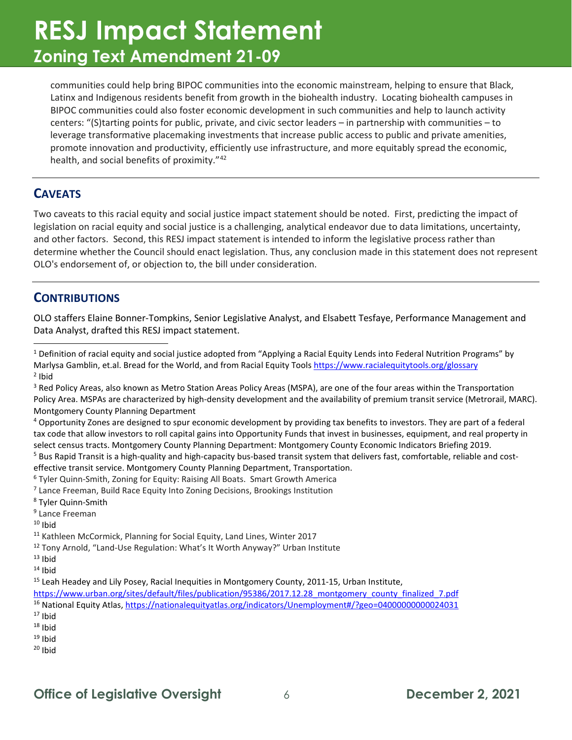communities could help bring BIPOC communities into the economic mainstream, helping to ensure that Black, Latinx and Indigenous residents benefit from growth in the biohealth industry. Locating biohealth campuses in BIPOC communities could also foster economic development in such communities and help to launch activity centers: "(S)tarting points for public, private, and civic sector leaders – in partnership with communities – to leverage transformative placemaking investments that increase public access to public and private amenities, promote innovation and productivity, efficiently use infrastructure, and more equitably spread the economic, health, and social benefits of proximity."[42]

## CAVEATS

Two caveats to this racial equity and social justice impact statement should be noted. First, predicting the impact of legislation on racial equity and social justice is a challenging, analytical endeavor due to data limitations, uncertainty, and other factors. Second, this RESJ impact statement is intended to inform the legislative process rather than determine whether the Council should enact legislation. Thus, any conclusion made in this statement does not represent OLO's endorsement of, or objection to, the bill under consideration.

## CONTRIBUTIONS

OLO staffers Elaine Bonner-Tompkins, Senior Legislative Analyst, and Elsabett Tesfaye, Performance Management and Data Analyst, drafted this RESJ impact statement.

---

[1] Definition of racial equity and social justice adopted from "Applying a Racial Equity Lends into Federal Nutrition Programs" by Marlysa Gamblin, et.al. Bread for the World, and from Racial Equity Tools https://www.racialequitytools.org/glossary

[2] Ibid

[3] Red Policy Areas, also known as Metro Station Areas Policy Areas (MSPA), are one of the four areas within the Transportation Policy Area. MSPAs are characterized by high-density development and the availability of premium transit service (Metrorail, MARC). Montgomery County Planning Department

[4] Opportunity Zones are designed to spur economic development by providing tax benefits to investors. They are part of a federal tax code that allow investors to roll capital gains into Opportunity Funds that invest in businesses, equipment, and real property in select census tracts. Montgomery County Planning Department: Montgomery County Economic Indicators Briefing 2019.

[5] Bus Rapid Transit is a high-quality and high-capacity bus-based transit system that delivers fast, comfortable, reliable and cost-effective transit service. Montgomery County Planning Department, Transportation.

[6] Tyler Quinn-Smith, Zoning for Equity: Raising All Boats. Smart Growth America

[7] Lance Freeman, Build Race Equity Into Zoning Decisions, Brookings Institution

[8] Tyler Quinn-Smith

[9] Lance Freeman

[10] Ibid

[11] Kathleen McCormick, Planning for Social Equity, Land Lines, Winter 2017

[12] Tony Arnold, "Land-Use Regulation: What's It Worth Anyway?" Urban Institute

[13] Ibid

[14] Ibid

[15] Leah Headey and Lily Posey, Racial Inequities in Montgomery County, 2011-15, Urban Institute, https://www.urban.org/sites/default/files/publication/95386/2017.12.28_montgomery_county_finalized_7.pdf

[16] National Equity Atlas, https://nationalequityatlas.org/indicators/Unemployment#/?geo=04000000000024031

[17] Ibid

[18] Ibid

[19] Ibid

[20] Ibid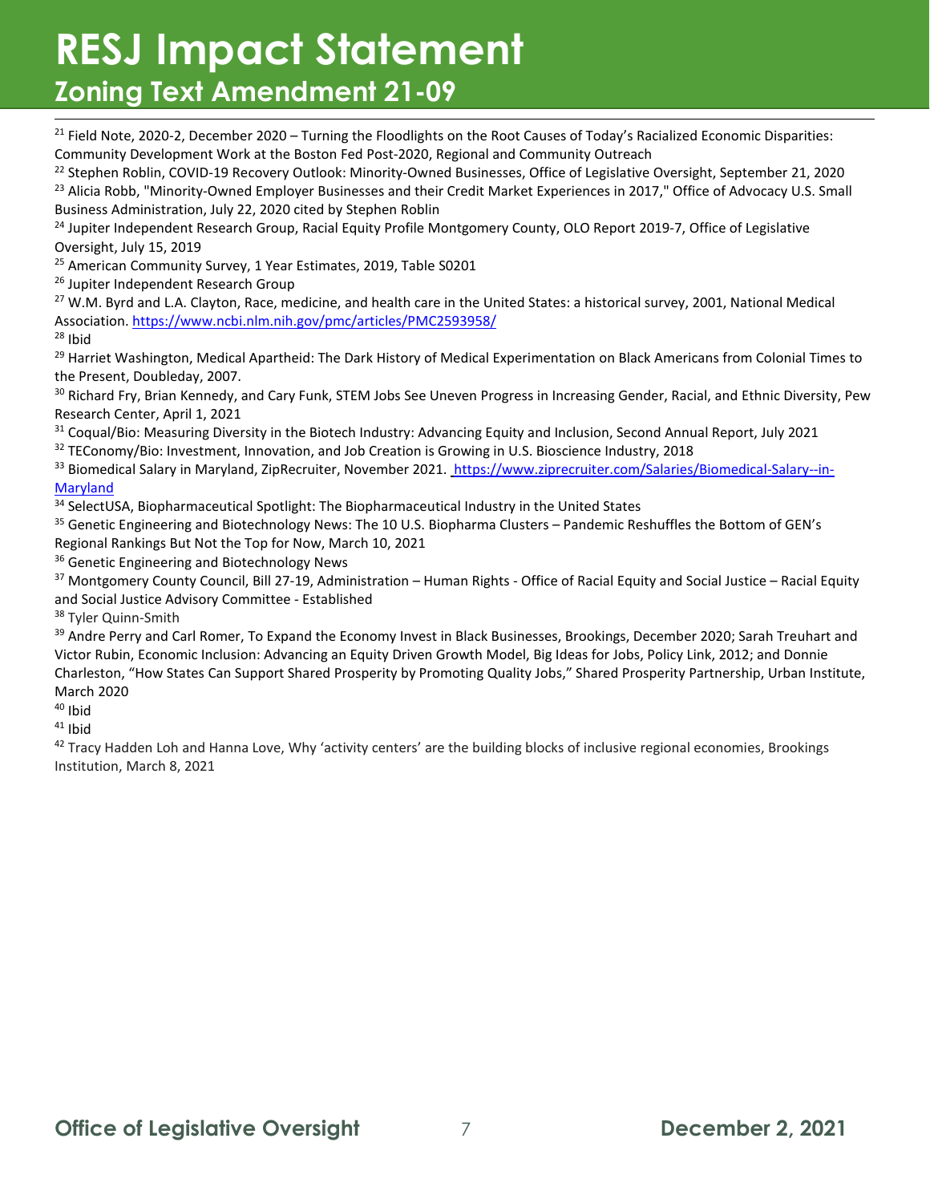[21] Field Note, 2020-2, December 2020 – Turning the Floodlights on the Root Causes of Today's Racialized Economic Disparities: Community Development Work at the Boston Fed Post-2020, Regional and Community Outreach

[22] Stephen Roblin, COVID-19 Recovery Outlook: Minority-Owned Businesses, Office of Legislative Oversight, September 21, 2020

[23] Alicia Robb, "Minority-Owned Employer Businesses and their Credit Market Experiences in 2017," Office of Advocacy U.S. Small Business Administration, July 22, 2020 cited by Stephen Roblin

[24] Jupiter Independent Research Group, Racial Equity Profile Montgomery County, OLO Report 2019-7, Office of Legislative Oversight, July 15, 2019

[25] American Community Survey, 1 Year Estimates, 2019, Table S0201

[26] Jupiter Independent Research Group

[27] W.M. Byrd and L.A. Clayton, Race, medicine, and health care in the United States: a historical survey, 2001, National Medical Association. https://www.ncbi.nlm.nih.gov/pmc/articles/PMC2593958/

[28] Ibid

[29] Harriet Washington, Medical Apartheid: The Dark History of Medical Experimentation on Black Americans from Colonial Times to the Present, Doubleday, 2007.

[30] Richard Fry, Brian Kennedy, and Cary Funk, STEM Jobs See Uneven Progress in Increasing Gender, Racial, and Ethnic Diversity, Pew Research Center, April 1, 2021

[31] Coqual/Bio: Measuring Diversity in the Biotech Industry: Advancing Equity and Inclusion, Second Annual Report, July 2021

[32] TEConomy/Bio: Investment, Innovation, and Job Creation is Growing in U.S. Bioscience Industry, 2018

[33] Biomedical Salary in Maryland, ZipRecruiter, November 2021. https://www.ziprecruiter.com/Salaries/Biomedical-Salary--in-Maryland

[34] SelectUSA, Biopharmaceutical Spotlight: The Biopharmaceutical Industry in the United States

[35] Genetic Engineering and Biotechnology News: The 10 U.S. Biopharma Clusters – Pandemic Reshuffles the Bottom of GEN's Regional Rankings But Not the Top for Now, March 10, 2021

[36] Genetic Engineering and Biotechnology News

[37] Montgomery County Council, Bill 27-19, Administration – Human Rights - Office of Racial Equity and Social Justice – Racial Equity and Social Justice Advisory Committee - Established

[38] Tyler Quinn-Smith

[39] Andre Perry and Carl Romer, To Expand the Economy Invest in Black Businesses, Brookings, December 2020; Sarah Treuhart and Victor Rubin, Economic Inclusion: Advancing an Equity Driven Growth Model, Big Ideas for Jobs, Policy Link, 2012; and Donnie Charleston, "How States Can Support Shared Prosperity by Promoting Quality Jobs," Shared Prosperity Partnership, Urban Institute, March 2020

[40] Ibid

[41] Ibid

[42] Tracy Hadden Loh and Hanna Love, Why 'activity centers' are the building blocks of inclusive regional economies, Brookings Institution, March 8, 2021